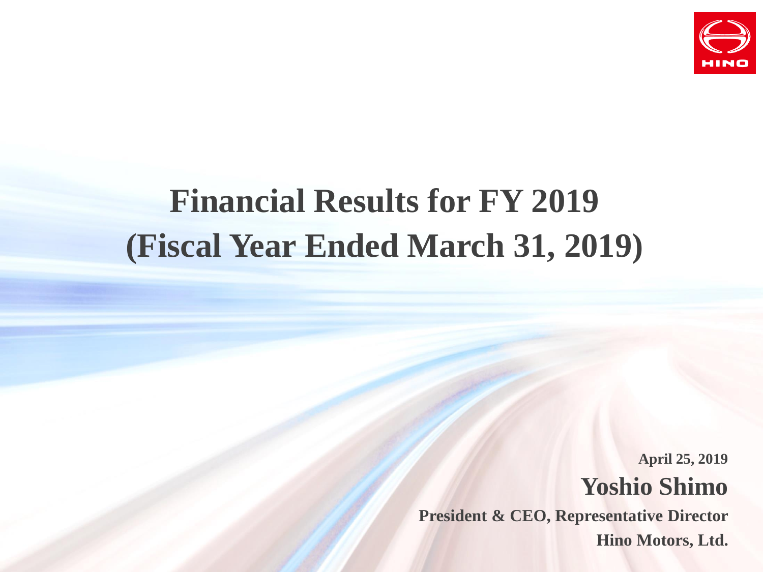# Financial Results for FY 2019
# (Fiscal Year Ended March 31, 2019)

**April 25, 2019**

**Yoshio Shimo**

**President & CEO, Representative Director**

**Hino Motors, Ltd.**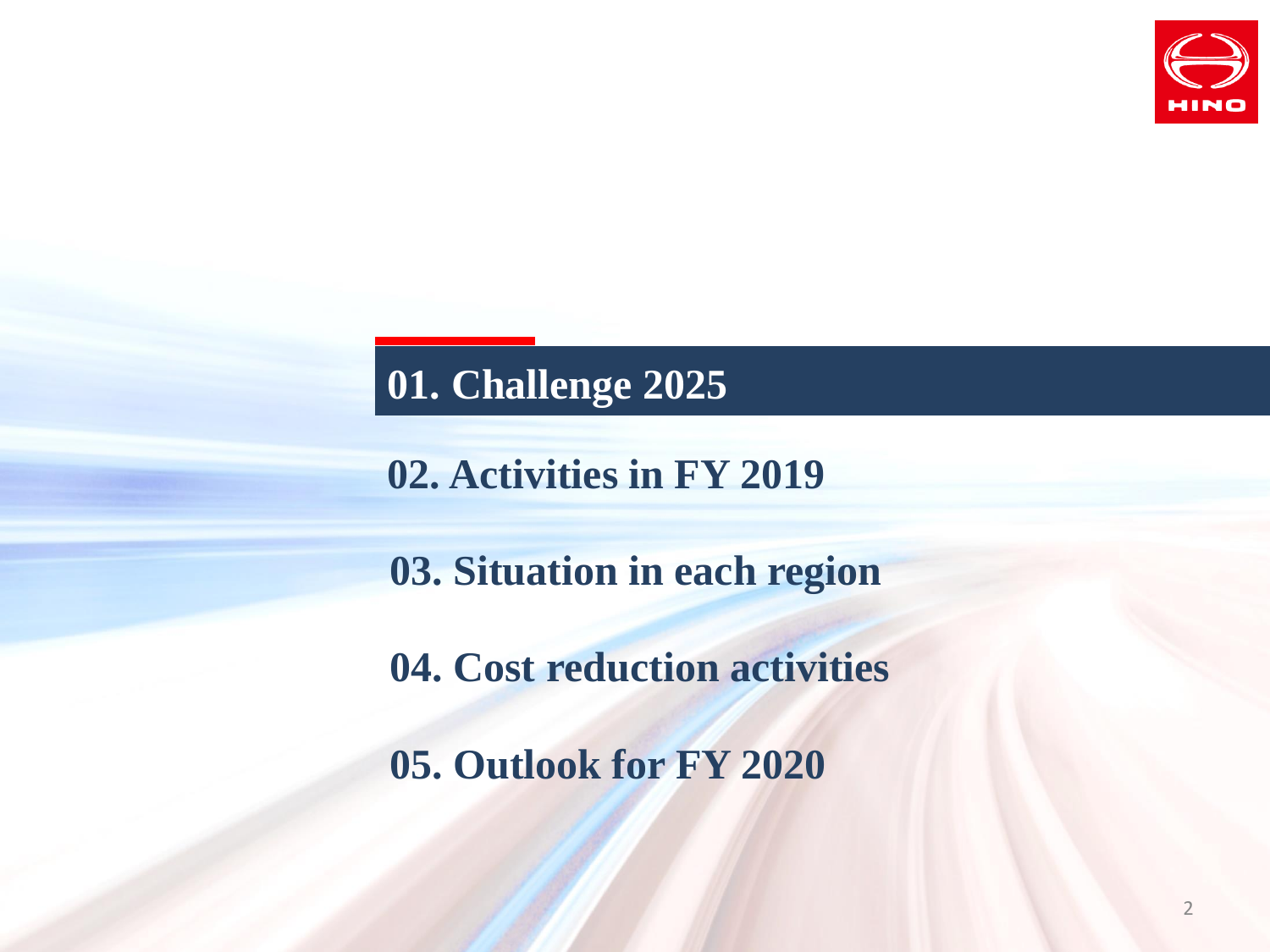01. Challenge 2025

02. Activities in FY 2019

03. Situation in each region

04. Cost reduction activities

05. Outlook for FY 2020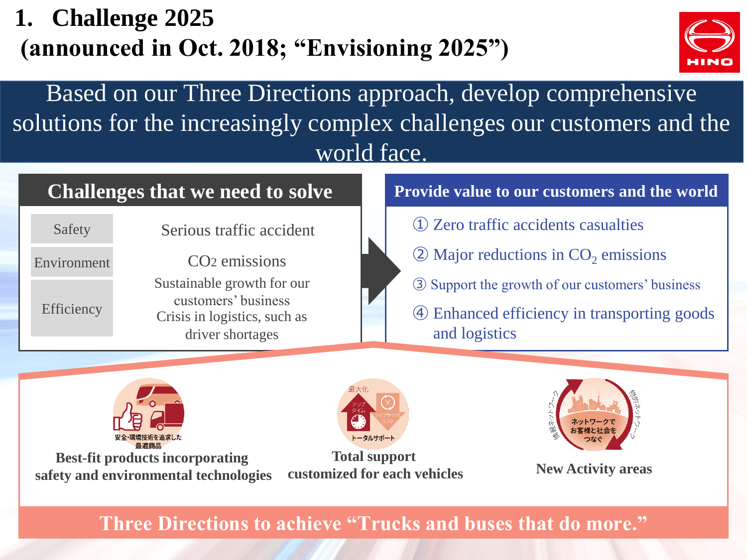# 1. Challenge 2025 (announced in Oct. 2018; "Envisioning 2025")

Based on our Three Directions approach, develop comprehensive solutions for the increasingly complex challenges our customers and the world face.

## Challenges that we need to solve

| | |
|---|---|
| Safety | Serious traffic accident |
| Environment | $CO_2$ emissions |
| Efficiency | Sustainable growth for our customers' business<br>Crisis in logistics, such as driver shortages |

## Provide value to our customers and the world

① Zero traffic accidents casualties

② Major reductions in $CO_2$ emissions

③ Support the growth of our customers' business

④ Enhanced efficiency in transporting goods and logistics

安全･環境技術を追求した最適商品

**Best-fit products incorporating safety and environmental technologies**

最大化 アップタイム ライフサイクルコスト トータルサポート

**Total support customized for each vehicles**

商用ネットワーク 物流ネットワーク ネットワークでお客様と社会をつなぐ

**New Activity areas**

**Three Directions to achieve "Trucks and buses that do more."**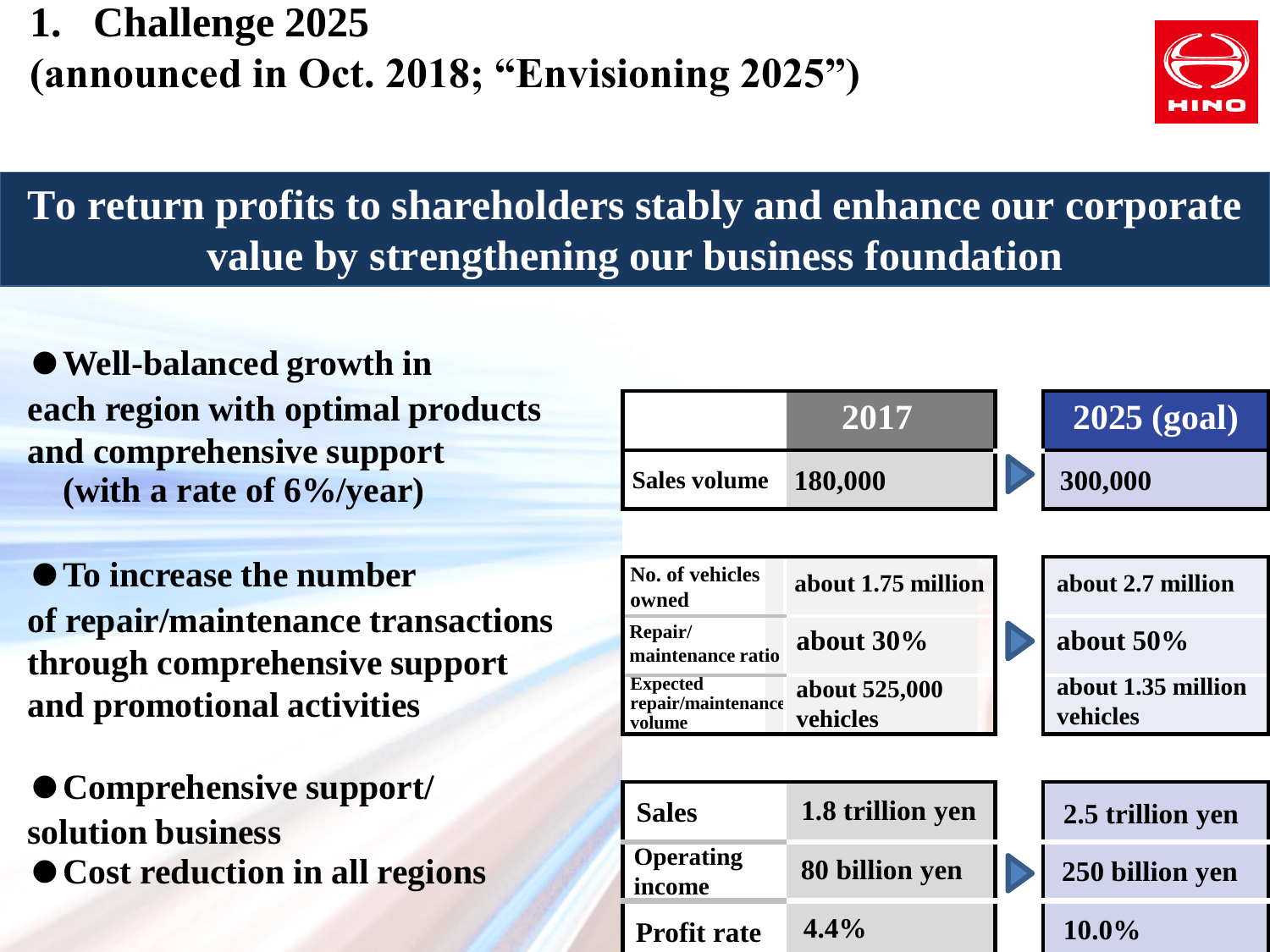# 1. Challenge 2025
# (announced in Oct. 2018; “Envisioning 2025”)

## To return profits to shareholders stably and enhance our corporate value by strengthening our business foundation

- **Well-balanced growth in each region with optimal products and comprehensive support (with a rate of 6%/year)**
- **To increase the number of repair/maintenance transactions through comprehensive support and promotional activities**
- **Comprehensive support/ solution business**
- **Cost reduction in all regions**

| | 2017 | 2025 (goal) |
|---|---|---|
| Sales volume | 180,000 | 300,000 |
| No. of vehicles owned | about 1.75 million | about 2.7 million |
| Repair/ maintenance ratio | about 30% | about 50% |
| Expected repair/maintenance volume | about 525,000 vehicles | about 1.35 million vehicles |
| Sales | 1.8 trillion yen | 2.5 trillion yen |
| Operating income | 80 billion yen | 250 billion yen |
| Profit rate | 4.4% | 10.0% |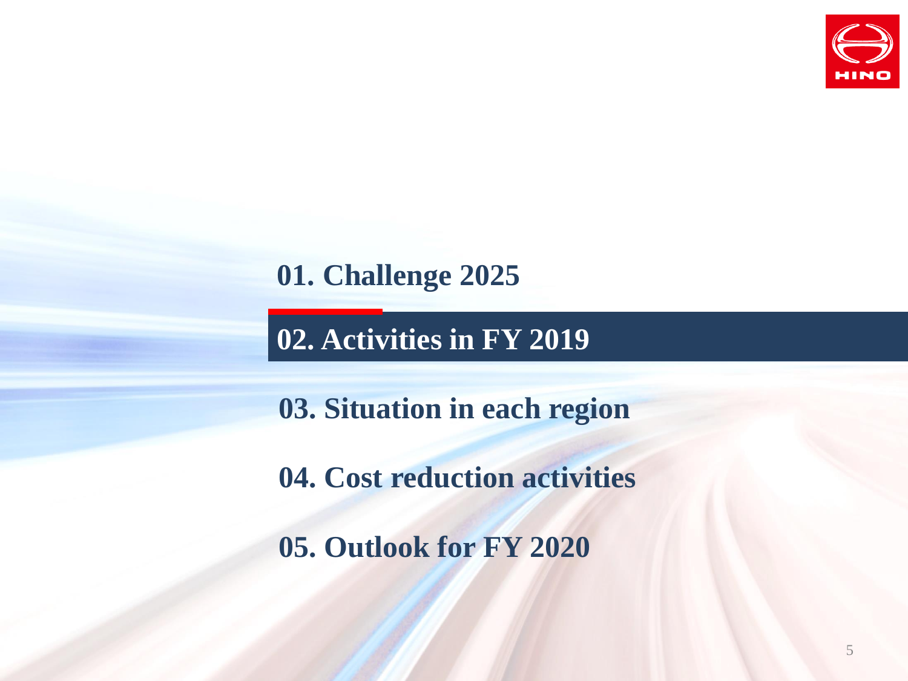01. Challenge 2025

**02. Activities in FY 2019**

03. Situation in each region

04. Cost reduction activities

05. Outlook for FY 2020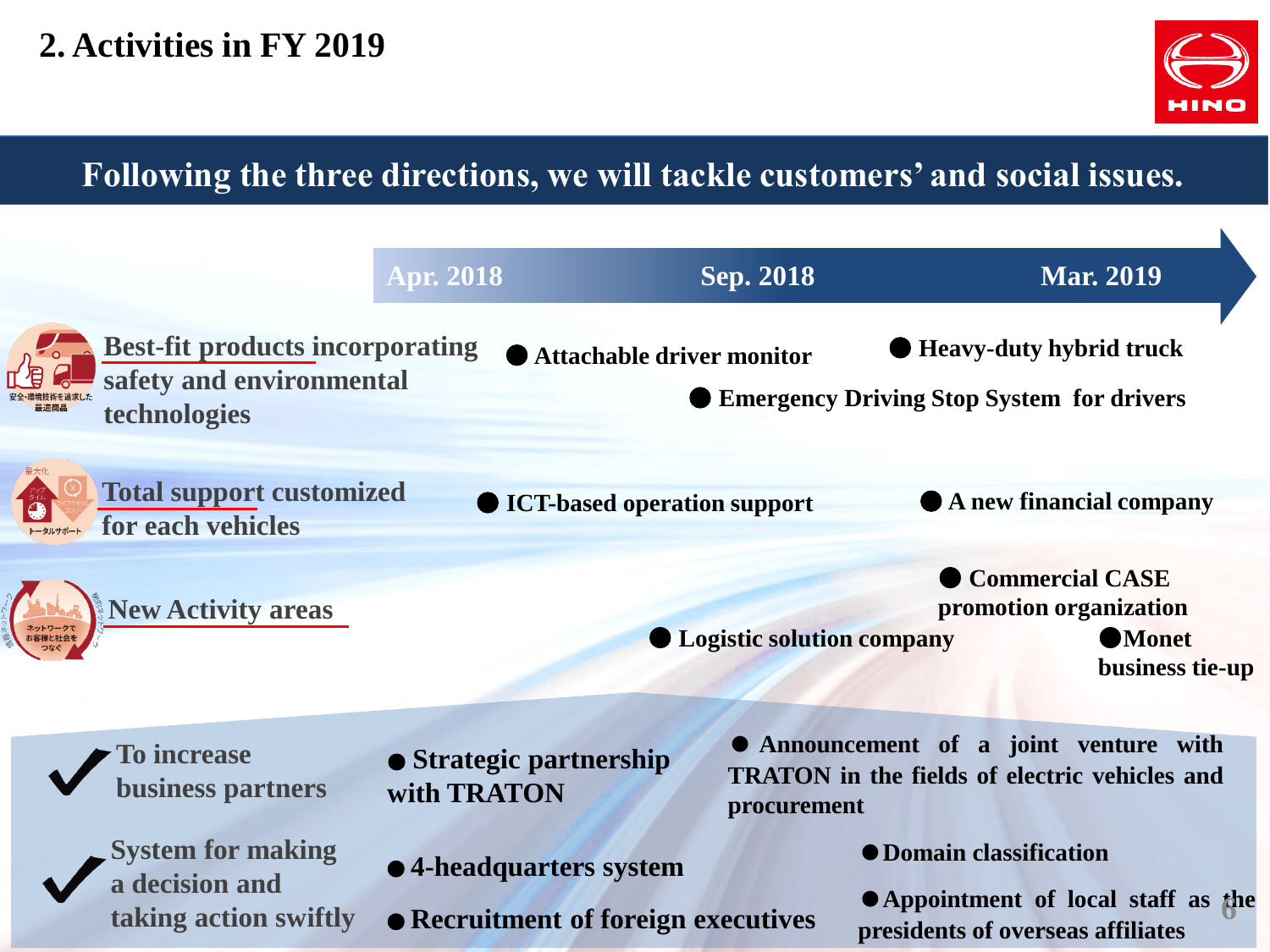# 2. Activities in FY 2019

## Following the three directions, we will tackle customers' and social issues.

Apr. 2018 → Sep. 2018 → Mar. 2019

**Best-fit products incorporating safety and environmental technologies**

- Attachable driver monitor
- Heavy-duty hybrid truck
- Emergency Driving Stop System for drivers

**Total support customized for each vehicles**

- ICT-based operation support
- A new financial company

**New Activity areas**

- Commercial CASE promotion organization
- Logistic solution company
- Monet business tie-up

**To increase business partners**

- Strategic partnership with TRATON
- Announcement of a joint venture with TRATON in the fields of electric vehicles and procurement

**System for making a decision and taking action swiftly**

- 4-headquarters system
- Recruitment of foreign executives
- Domain classification
- Appointment of local staff as the presidents of overseas affiliates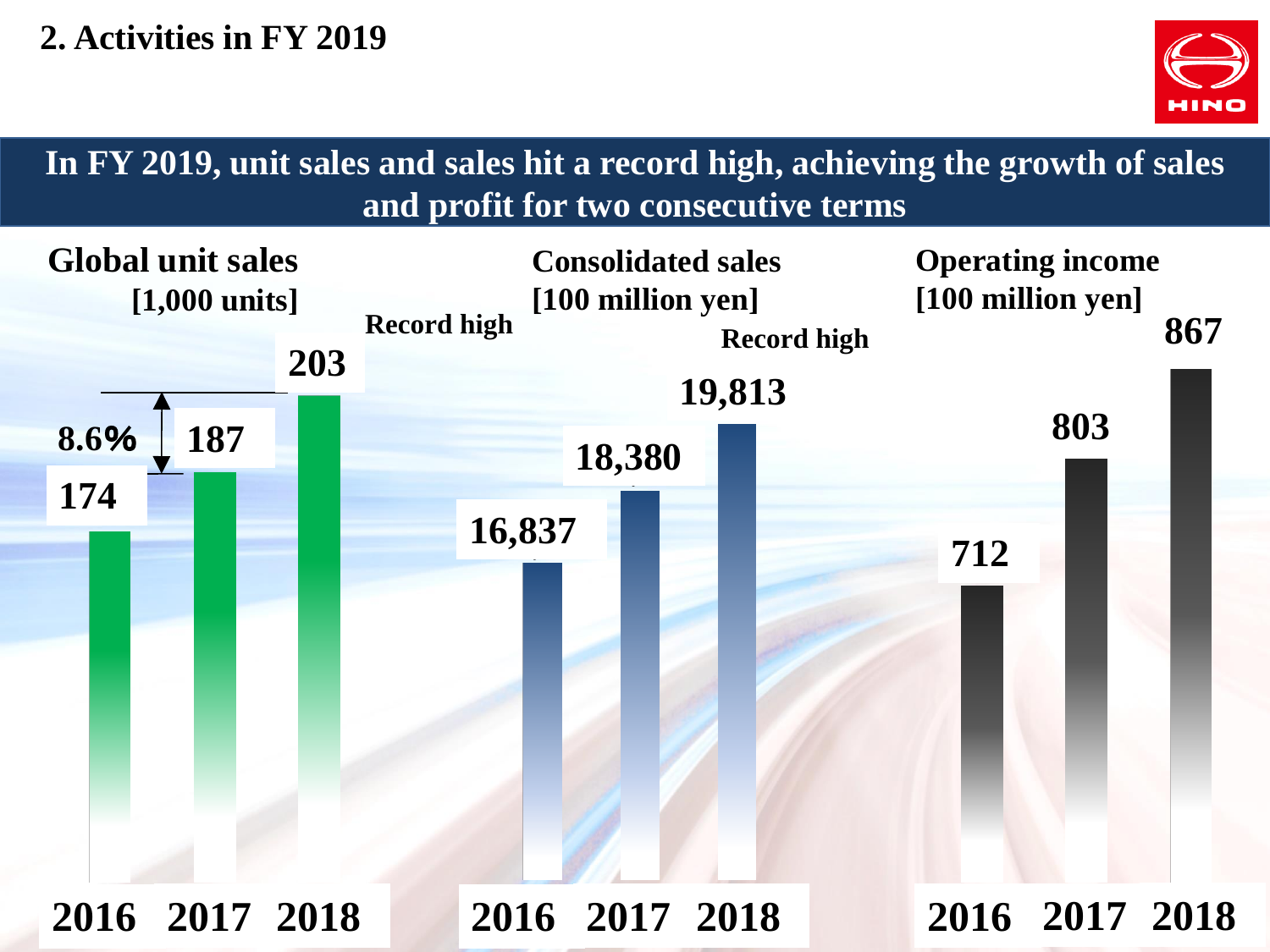## 2. Activities in FY 2019

**In FY 2019, unit sales and sales hit a record high, achieving the growth of sales and profit for two consecutive terms**

**Global unit sales [1,000 units]**

| 2016 | 2017 | 2018 |
|---|---|---|
| 174 | 187 | 203 (Record high) |

8.6%

**Consolidated sales [100 million yen]**

| 2016 | 2017 | 2018 |
|---|---|---|
| 16,837 | 18,380 | 19,813 (Record high) |

**Operating income [100 million yen]**

| 2016 | 2017 | 2018 |
|---|---|---|
| 712 | 803 | 867 |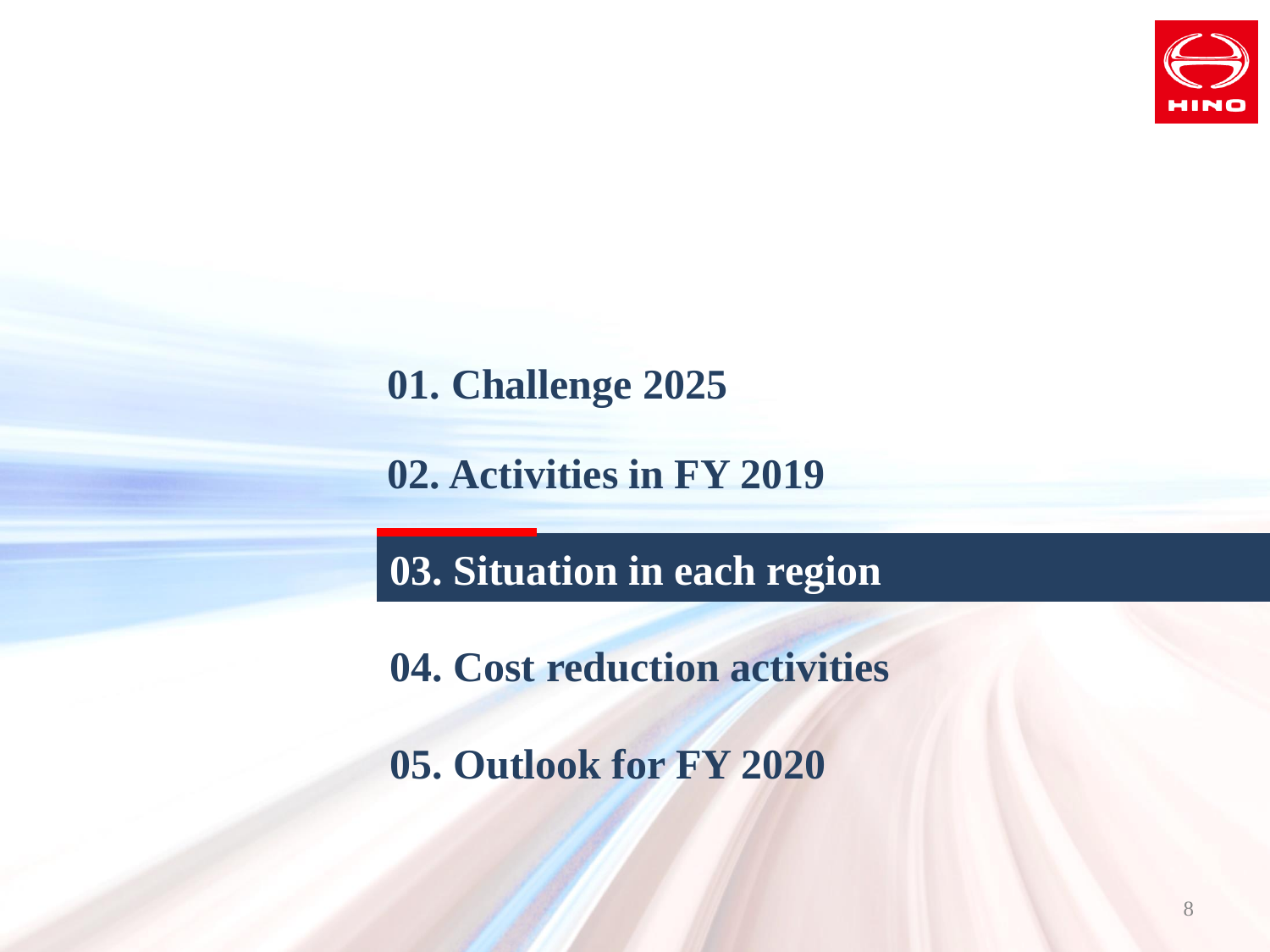01. Challenge 2025

02. Activities in FY 2019

## 03. Situation in each region

04. Cost reduction activities

05. Outlook for FY 2020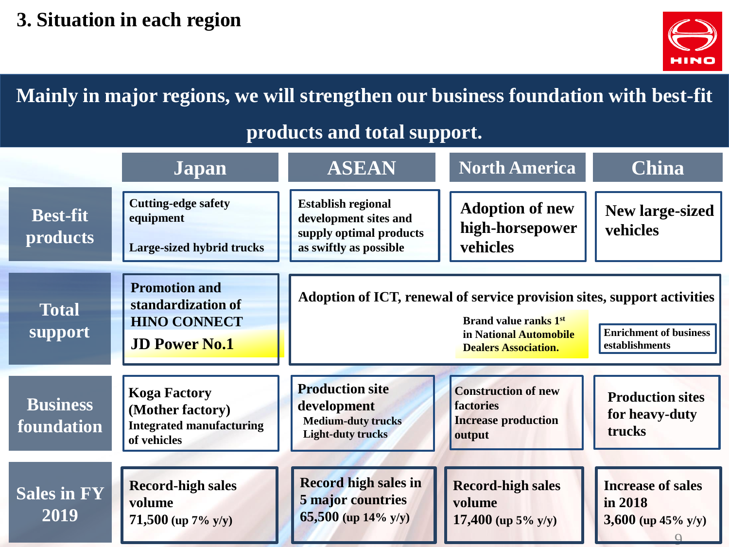# 3. Situation in each region

**Mainly in major regions, we will strengthen our business foundation with best-fit products and total support.**

| | Japan | ASEAN | North America | China |
|---|---|---|---|---|
| **Best-fit products** | Cutting-edge safety equipment<br>Large-sized hybrid trucks | Establish regional development sites and supply optimal products as swiftly as possible | Adoption of new high-horsepower vehicles | New large-sized vehicles |
| **Total support** | Promotion and standardization of HINO CONNECT<br>**JD Power No.1** | Adoption of ICT, renewal of service provision sites, support activities | Brand value ranks 1st in National Automobile Dealers Association. | Enrichment of business establishments |
| **Business foundation** | Koga Factory (Mother factory)<br>Integrated manufacturing of vehicles | Production site development<br>Medium-duty trucks<br>Light-duty trucks | Construction of new factories<br>Increase production output | Production sites for heavy-duty trucks |
| **Sales in FY 2019** | Record-high sales volume<br>71,500 (up 7% y/y) | Record high sales in 5 major countries<br>65,500 (up 14% y/y) | Record-high sales volume<br>17,400 (up 5% y/y) | Increase of sales in 2018<br>3,600 (up 45% y/y) |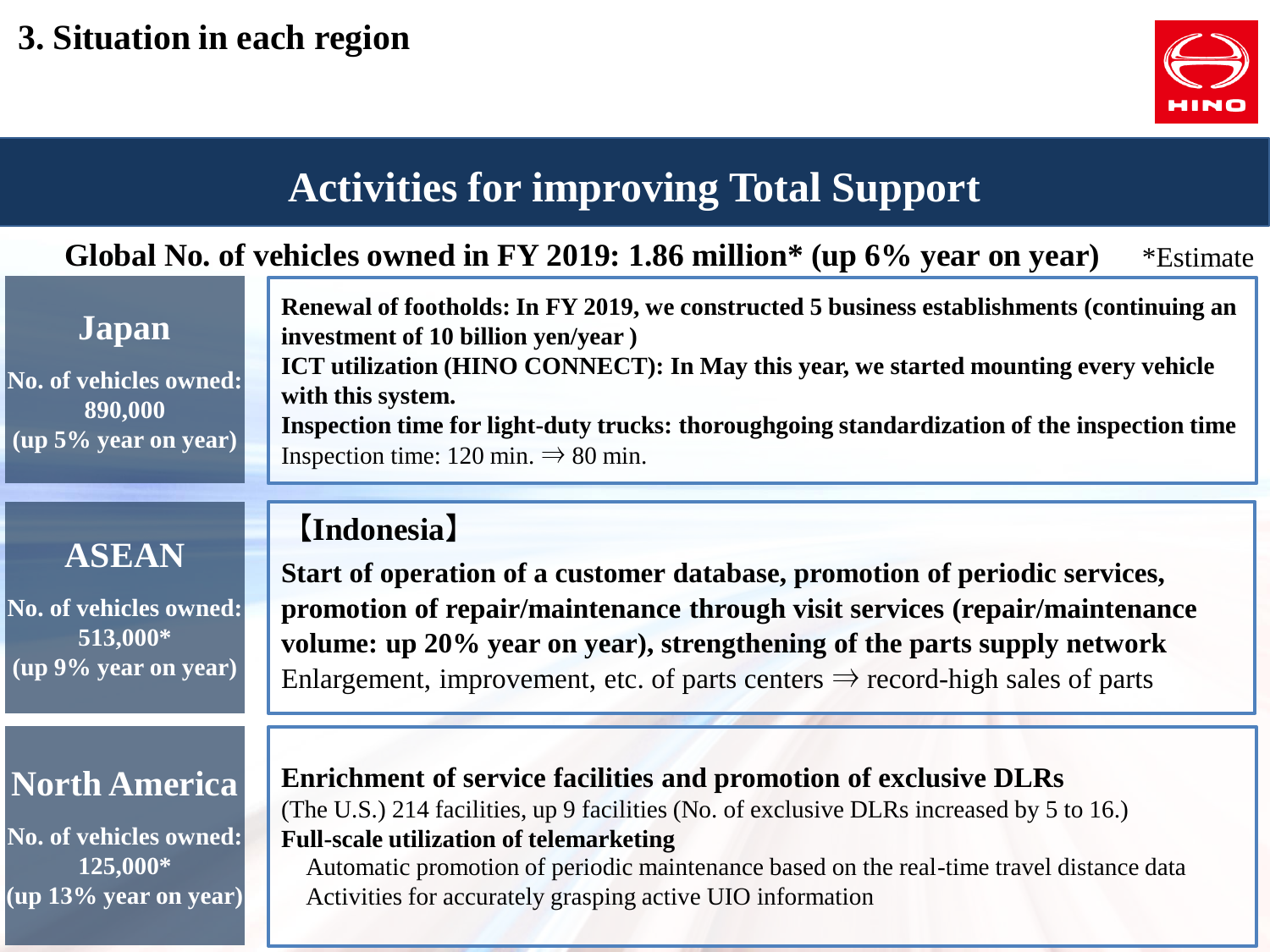# 3. Situation in each region

## Activities for improving Total Support

**Global No. of vehicles owned in FY 2019: 1.86 million* (up 6% year on year)** *Estimate

### Japan

**No. of vehicles owned: 890,000 (up 5% year on year)**

**Renewal of footholds: In FY 2019, we constructed 5 business establishments (continuing an investment of 10 billion yen/year )**

**ICT utilization (HINO CONNECT): In May this year, we started mounting every vehicle with this system.**

**Inspection time for light-duty trucks: thoroughgoing standardization of the inspection time**

Inspection time: 120 min. ⇒ 80 min.

### ASEAN

**No. of vehicles owned: 513,000* (up 9% year on year)**

**【Indonesia】**

**Start of operation of a customer database, promotion of periodic services, promotion of repair/maintenance through visit services (repair/maintenance volume: up 20% year on year), strengthening of the parts supply network**

Enlargement, improvement, etc. of parts centers ⇒ record-high sales of parts

### North America

**No. of vehicles owned: 125,000* (up 13% year on year)**

**Enrichment of service facilities and promotion of exclusive DLRs**

(The U.S.) 214 facilities, up 9 facilities (No. of exclusive DLRs increased by 5 to 16.)

**Full-scale utilization of telemarketing**

- Automatic promotion of periodic maintenance based on the real-time travel distance data
- Activities for accurately grasping active UIO information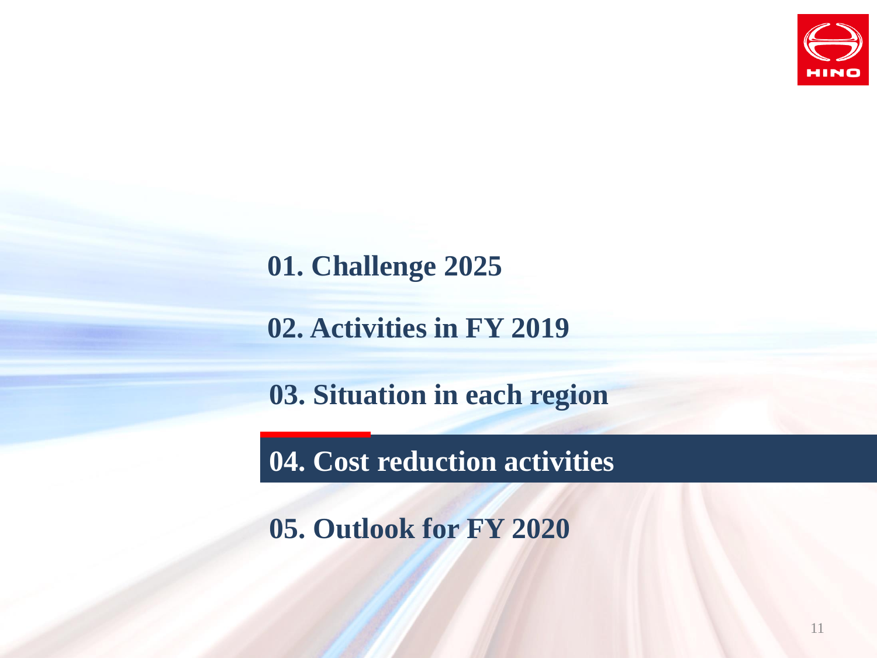01. Challenge 2025

02. Activities in FY 2019

03. Situation in each region

## 04. Cost reduction activities

05. Outlook for FY 2020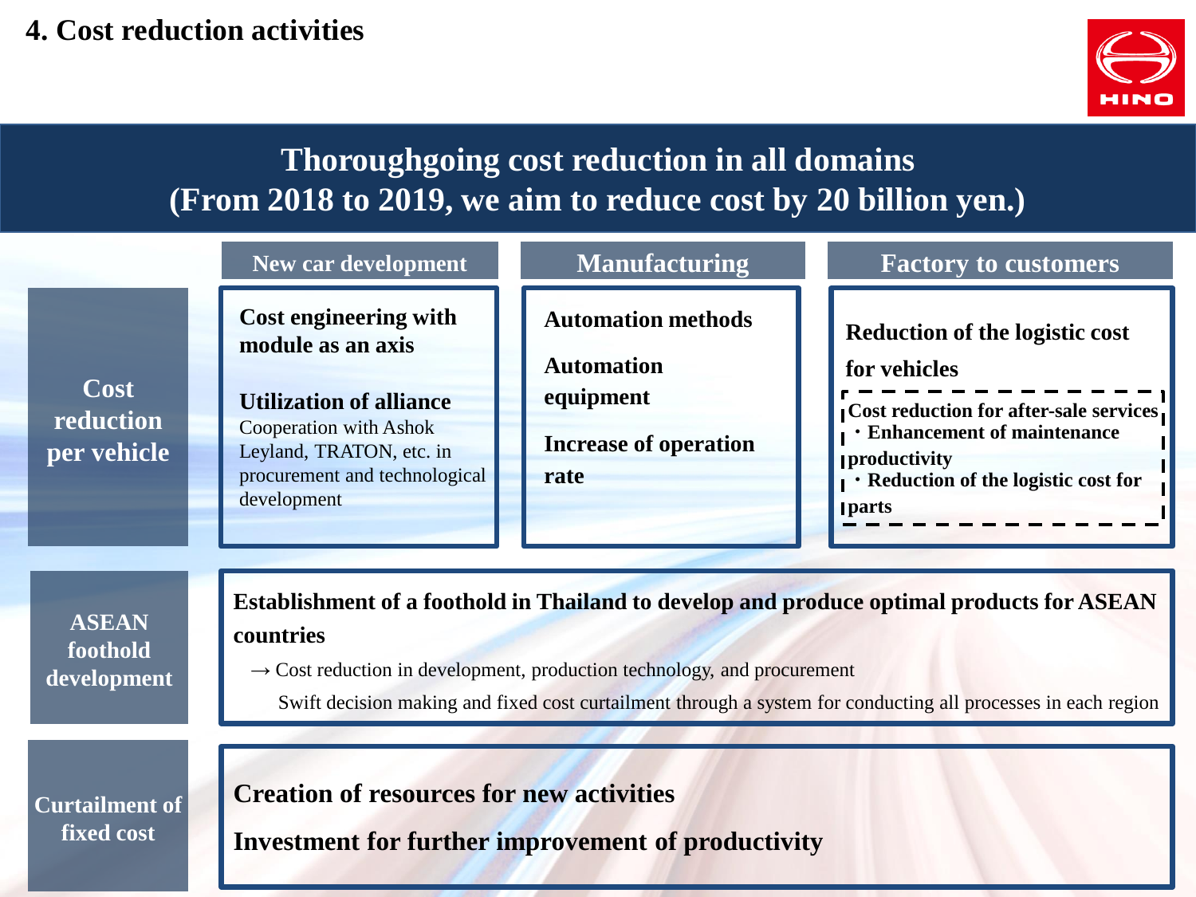# 4. Cost reduction activities

## Thoroughgoing cost reduction in all domains
## (From 2018 to 2019, we aim to reduce cost by 20 billion yen.)

| | New car development | Manufacturing | Factory to customers |
|---|---|---|---|
| **Cost reduction per vehicle** | **Cost engineering with module as an axis**<br><br>**Utilization of alliance**<br>Cooperation with Ashok Leyland, TRATON, etc. in procurement and technological development | **Automation methods**<br><br>**Automation equipment**<br><br>**Increase of operation rate** | **Reduction of the logistic cost for vehicles**<br><br>**Cost reduction for after-sale services**<br>**・Enhancement of maintenance productivity**<br>**・Reduction of the logistic cost for parts** |

### ASEAN foothold development

**Establishment of a foothold in Thailand to develop and produce optimal products for ASEAN countries**

→ Cost reduction in development, production technology, and procurement

Swift decision making and fixed cost curtailment through a system for conducting all processes in each region

### Curtailment of fixed cost

**Creation of resources for new activities**

**Investment for further improvement of productivity**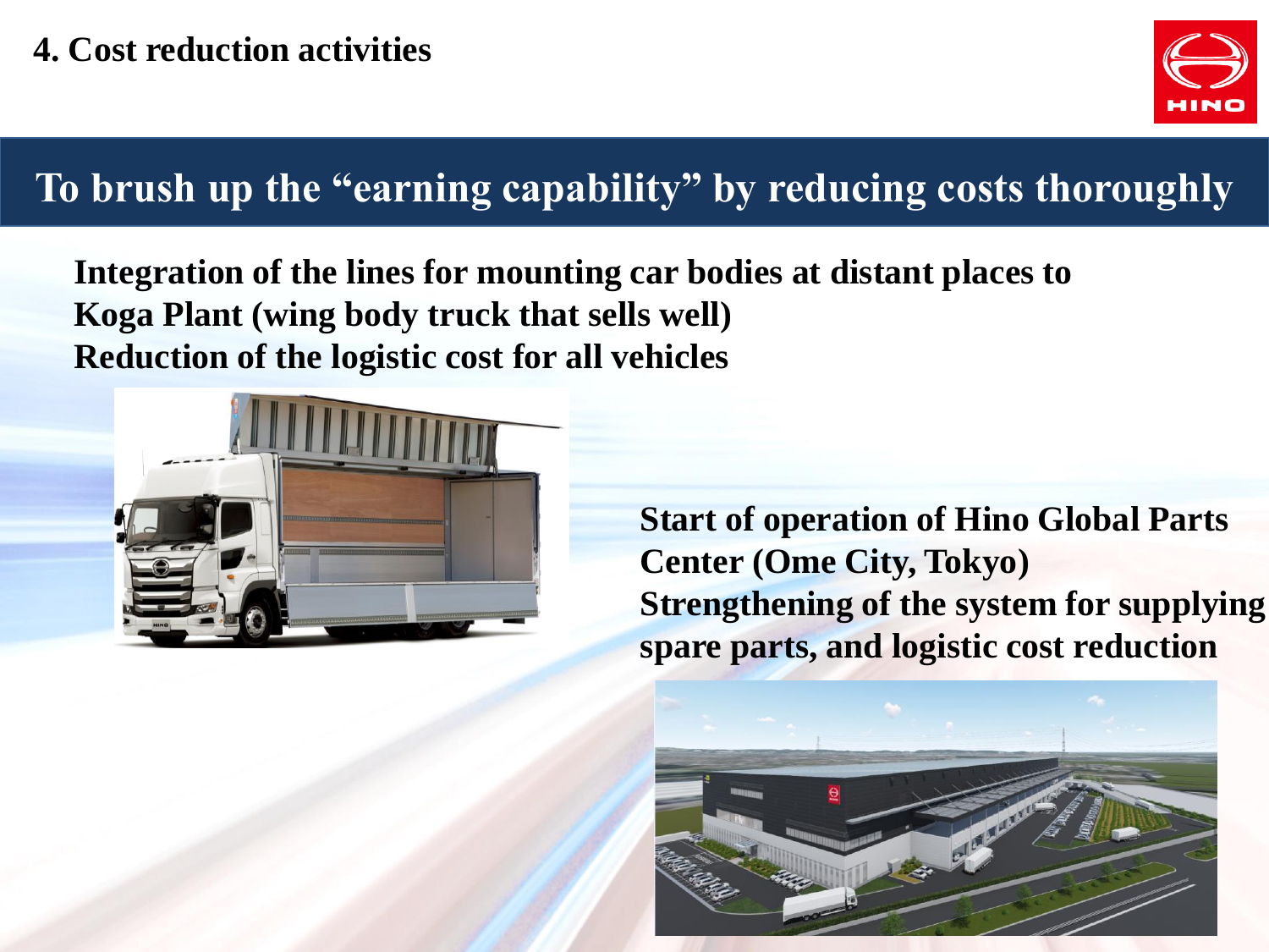# 4. Cost reduction activities

## To brush up the "earning capability" by reducing costs thoroughly

**Integration of the lines for mounting car bodies at distant places to Koga Plant (wing body truck that sells well)**
**Reduction of the logistic cost for all vehicles**

**Start of operation of Hino Global Parts Center (Ome City, Tokyo)**
**Strengthening of the system for supplying spare parts, and logistic cost reduction**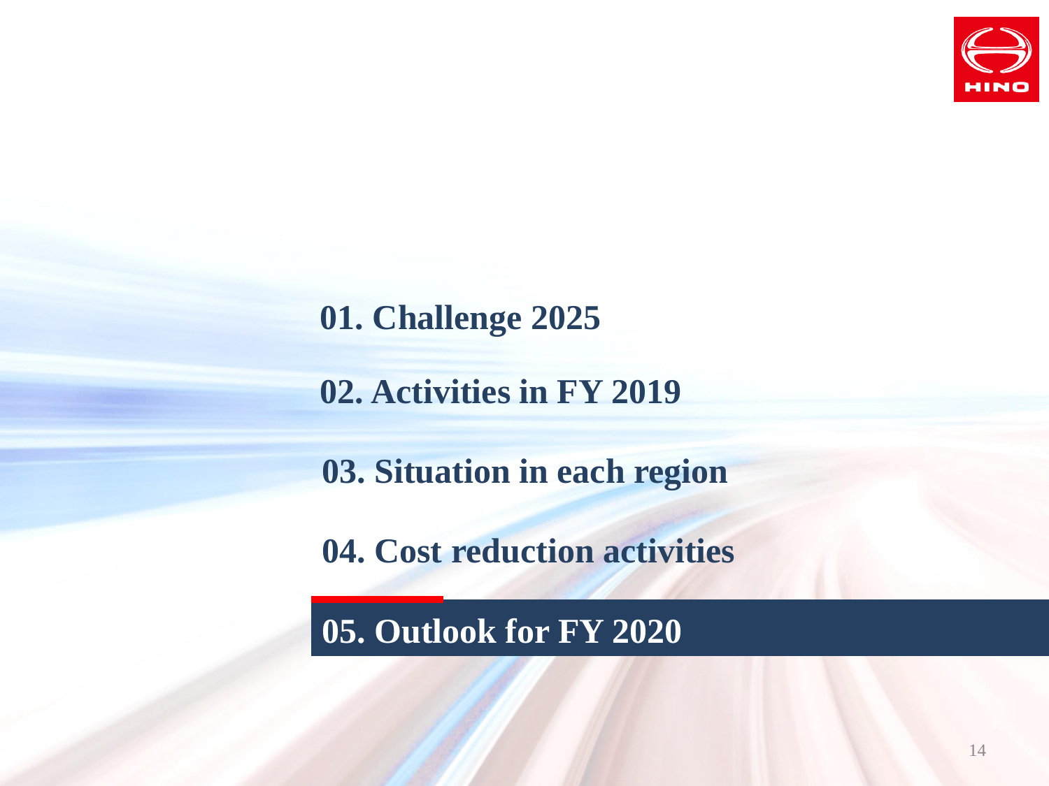01. Challenge 2025

02. Activities in FY 2019

03. Situation in each region

04. Cost reduction activities

## 05. Outlook for FY 2020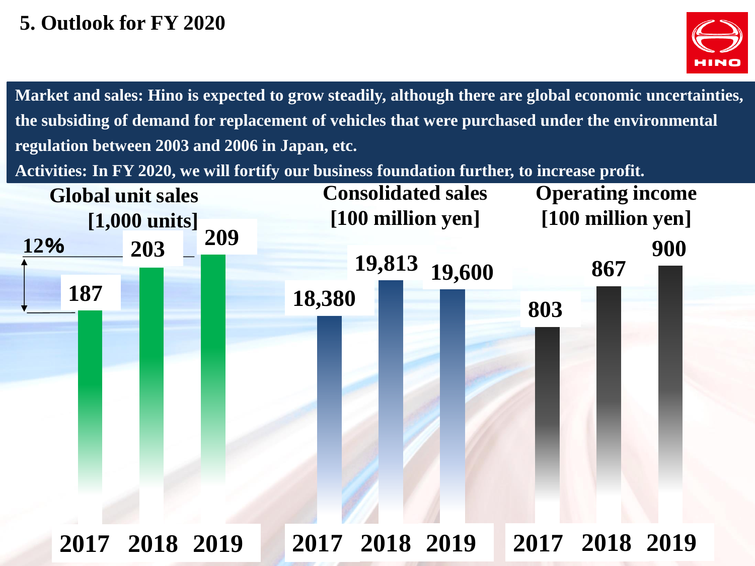# 5. Outlook for FY 2020

**Market and sales: Hino is expected to grow steadily, although there are global economic uncertainties, the subsiding of demand for replacement of vehicles that were purchased under the environmental regulation between 2003 and 2006 in Japan, etc.**

**Activities: In FY 2020, we will fortify our business foundation further, to increase profit.**

| | 2017 | 2018 | 2019 |
|---|---|---|---|
| Global unit sales [1,000 units] | 187 | 203 | 209 |
| Consolidated sales [100 million yen] | 18,380 | 19,813 | 19,600 |
| Operating income [100 million yen] | 803 | 867 | 900 |

Global unit sales: 12% (2017 to 2019)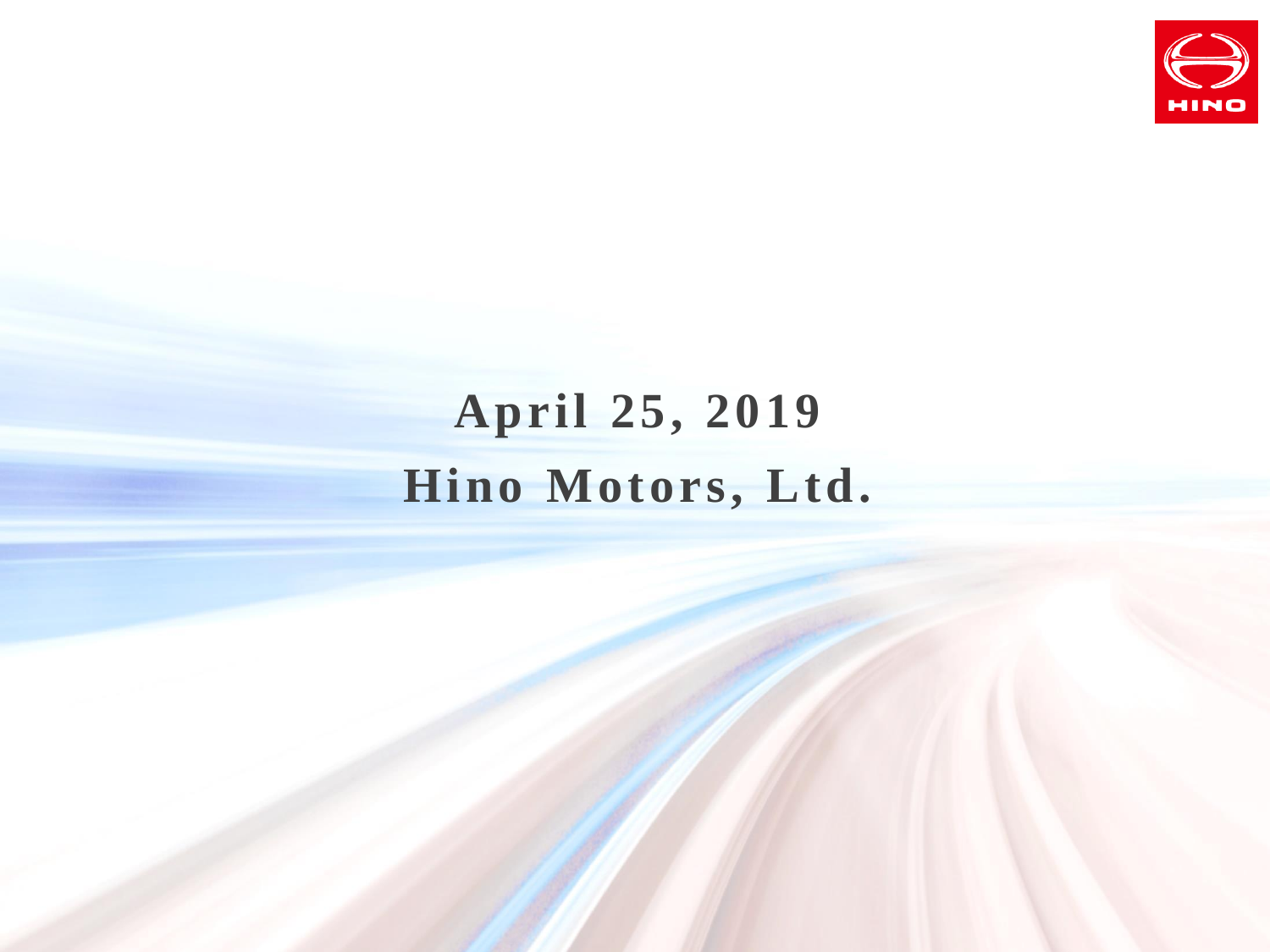April 25, 2019

Hino Motors, Ltd.